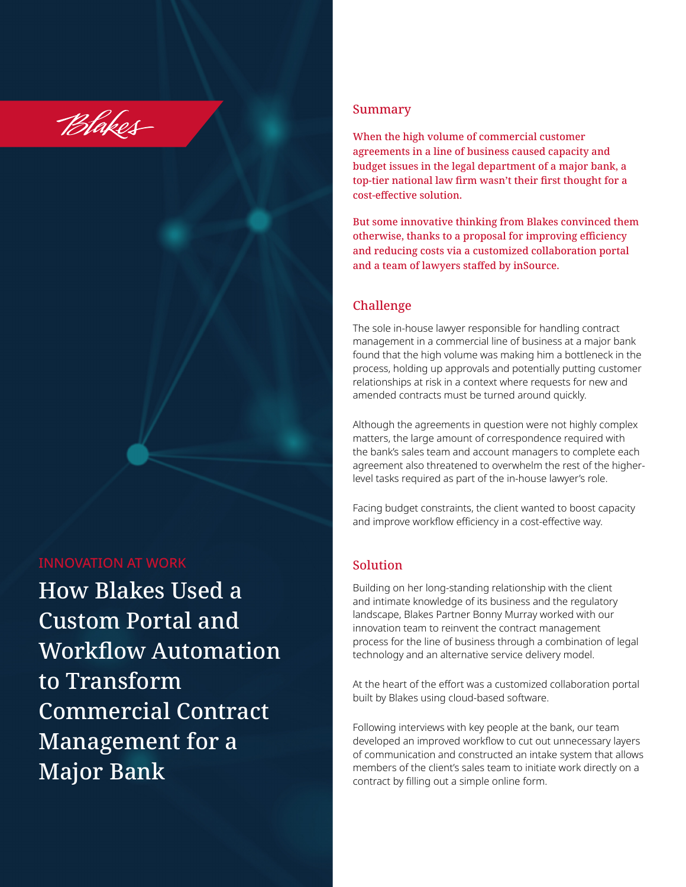Blakes

INNOVATION AT WORK

# How Blakes Used a Custom Portal and Workflow Automation to Transform Commercial Contract Management for a Major Bank

## Summary

When the high volume of commercial customer agreements in a line of business caused capacity and budget issues in the legal department of a major bank, a top-tier national law firm wasn't their first thought for a cost-effective solution.

But some innovative thinking from Blakes convinced them otherwise, thanks to a proposal for improving efficiency and reducing costs via a customized collaboration portal and a team of lawyers staffed by inSource.

## Challenge

The sole in-house lawyer responsible for handling contract management in a commercial line of business at a major bank found that the high volume was making him a bottleneck in the process, holding up approvals and potentially putting customer relationships at risk in a context where requests for new and amended contracts must be turned around quickly.

Although the agreements in question were not highly complex matters, the large amount of correspondence required with the bank's sales team and account managers to complete each agreement also threatened to overwhelm the rest of the higher-level tasks required as part of the in-house lawyer's role.

Facing budget constraints, the client wanted to boost capacity and improve workflow efficiency in a cost-effective way.

## Solution

Building on her long-standing relationship with the client and intimate knowledge of its business and the regulatory landscape, Blakes Partner Bonny Murray worked with our innovation team to reinvent the contract management process for the line of business through a combination of legal technology and an alternative service delivery model.

At the heart of the effort was a customized collaboration portal built by Blakes using cloud-based software.

Following interviews with key people at the bank, our team developed an improved workflow to cut out unnecessary layers of communication and constructed an intake system that allows members of the client's sales team to initiate work directly on a contract by filling out a simple online form.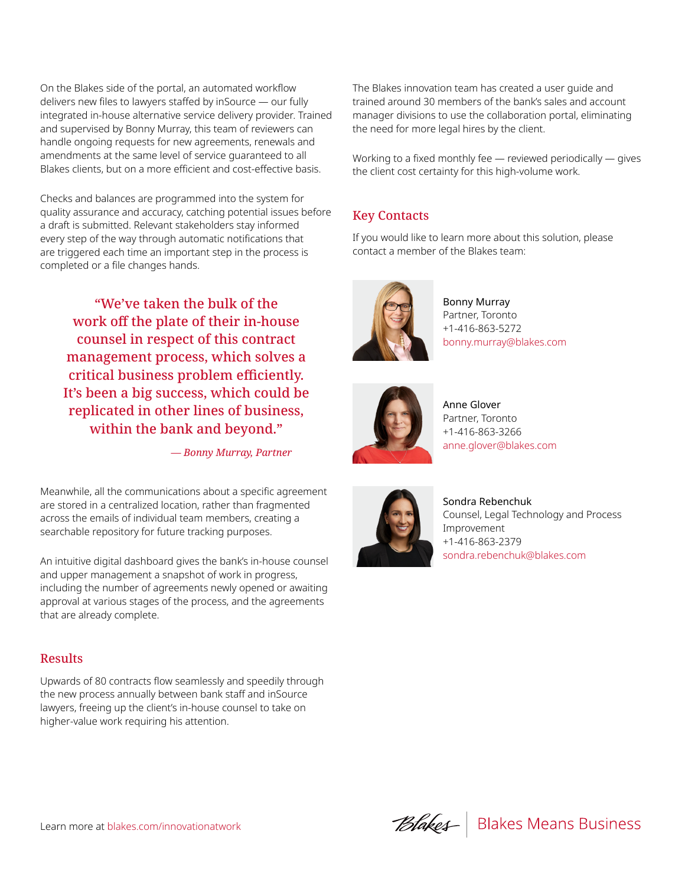On the Blakes side of the portal, an automated workflow delivers new files to lawyers staffed by inSource — our fully integrated in-house alternative service delivery provider. Trained and supervised by Bonny Murray, this team of reviewers can handle ongoing requests for new agreements, renewals and amendments at the same level of service guaranteed to all Blakes clients, but on a more efficient and cost-effective basis.

Checks and balances are programmed into the system for quality assurance and accuracy, catching potential issues before a draft is submitted. Relevant stakeholders stay informed every step of the way through automatic notifications that are triggered each time an important step in the process is completed or a file changes hands.

> "We've taken the bulk of the work off the plate of their in-house counsel in respect of this contract management process, which solves a critical business problem efficiently. It's been a big success, which could be replicated in other lines of business, within the bank and beyond."
>
> *— Bonny Murray, Partner*

Meanwhile, all the communications about a specific agreement are stored in a centralized location, rather than fragmented across the emails of individual team members, creating a searchable repository for future tracking purposes.

An intuitive digital dashboard gives the bank's in-house counsel and upper management a snapshot of work in progress, including the number of agreements newly opened or awaiting approval at various stages of the process, and the agreements that are already complete.

## Results

Upwards of 80 contracts flow seamlessly and speedily through the new process annually between bank staff and inSource lawyers, freeing up the client's in-house counsel to take on higher-value work requiring his attention.

The Blakes innovation team has created a user guide and trained around 30 members of the bank's sales and account manager divisions to use the collaboration portal, eliminating the need for more legal hires by the client.

Working to a fixed monthly fee — reviewed periodically — gives the client cost certainty for this high-volume work.

## Key Contacts

If you would like to learn more about this solution, please contact a member of the Blakes team:

Bonny Murray
Partner, Toronto
+1-416-863-5272
bonny.murray@blakes.com

Anne Glover
Partner, Toronto
+1-416-863-3266
anne.glover@blakes.com

Sondra Rebenchuk
Counsel, Legal Technology and Process Improvement
+1-416-863-2379
sondra.rebenchuk@blakes.com

Learn more at blakes.com/innovationatwork

Blakes | Blakes Means Business